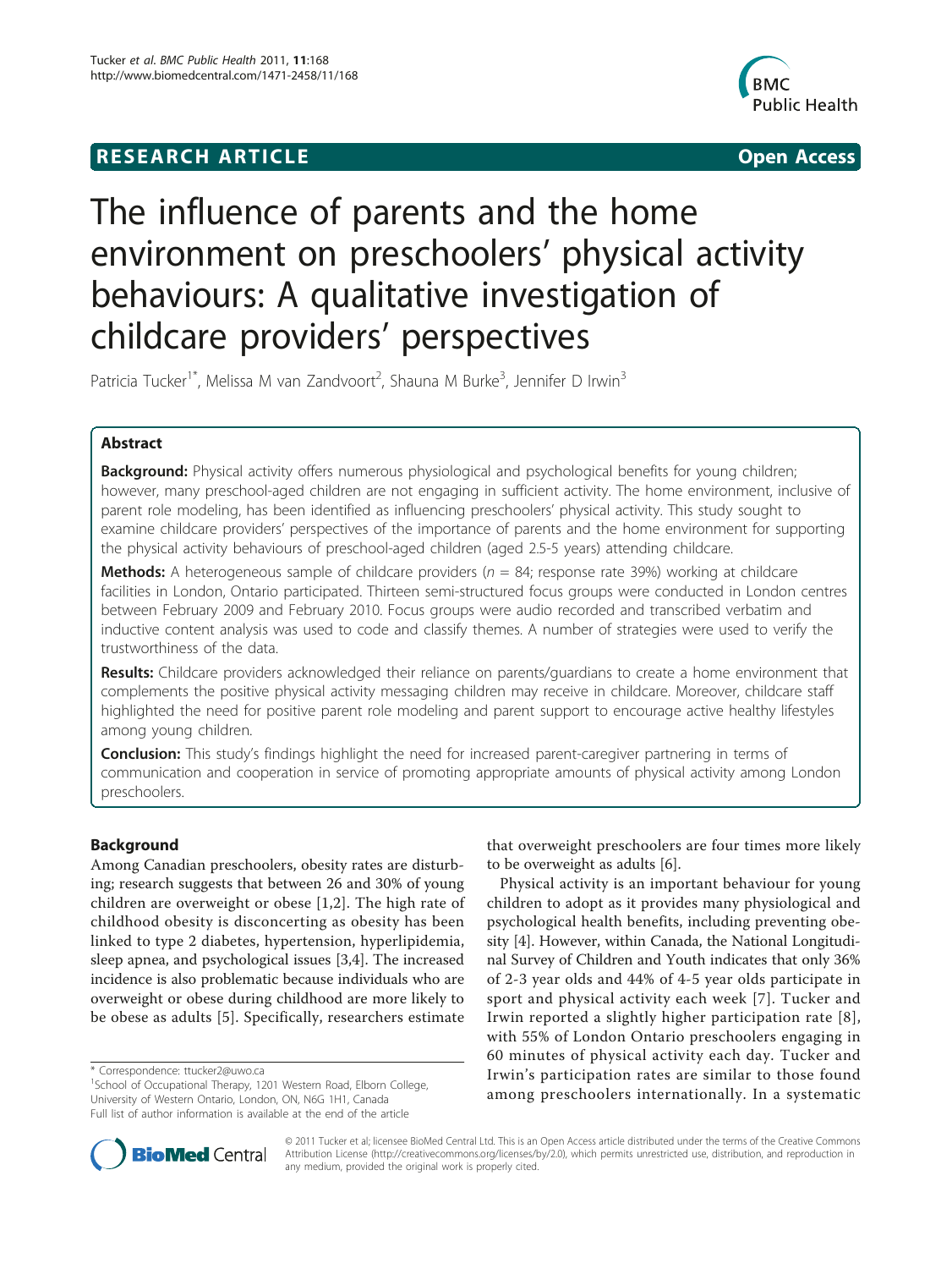RESEARCH ARTICLE Open Access

# The influence of parents and the home environment on preschoolers' physical activity behaviours: A qualitative investigation of childcare providers' perspectives

Patricia Tucker[1*], Melissa M van Zandvoort[2], Shauna M Burke[3], Jennifer D Irwin[3]

## Abstract

**Background:** Physical activity offers numerous physiological and psychological benefits for young children; however, many preschool-aged children are not engaging in sufficient activity. The home environment, inclusive of parent role modeling, has been identified as influencing preschoolers' physical activity. This study sought to examine childcare providers' perspectives of the importance of parents and the home environment for supporting the physical activity behaviours of preschool-aged children (aged 2.5-5 years) attending childcare.

**Methods:** A heterogeneous sample of childcare providers ($n$ = 84; response rate 39%) working at childcare facilities in London, Ontario participated. Thirteen semi-structured focus groups were conducted in London centres between February 2009 and February 2010. Focus groups were audio recorded and transcribed verbatim and inductive content analysis was used to code and classify themes. A number of strategies were used to verify the trustworthiness of the data.

**Results:** Childcare providers acknowledged their reliance on parents/guardians to create a home environment that complements the positive physical activity messaging children may receive in childcare. Moreover, childcare staff highlighted the need for positive parent role modeling and parent support to encourage active healthy lifestyles among young children.

**Conclusion:** This study's findings highlight the need for increased parent-caregiver partnering in terms of communication and cooperation in service of promoting appropriate amounts of physical activity among London preschoolers.

## Background

Among Canadian preschoolers, obesity rates are disturbing; research suggests that between 26 and 30% of young children are overweight or obese [1,2]. The high rate of childhood obesity is disconcerting as obesity has been linked to type 2 diabetes, hypertension, hyperlipidemia, sleep apnea, and psychological issues [3,4]. The increased incidence is also problematic because individuals who are overweight or obese during childhood are more likely to be obese as adults [5]. Specifically, researchers estimate that overweight preschoolers are four times more likely to be overweight as adults [6].

Physical activity is an important behaviour for young children to adopt as it provides many physiological and psychological health benefits, including preventing obesity [4]. However, within Canada, the National Longitudinal Survey of Children and Youth indicates that only 36% of 2-3 year olds and 44% of 4-5 year olds participate in sport and physical activity each week [7]. Tucker and Irwin reported a slightly higher participation rate [8], with 55% of London Ontario preschoolers engaging in 60 minutes of physical activity each day. Tucker and Irwin's participation rates are similar to those found among preschoolers internationally. In a systematic

\* Correspondence: ttucker2@uwo.ca

[1]School of Occupational Therapy, 1201 Western Road, Elborn College, University of Western Ontario, London, ON, N6G 1H1, Canada

Full list of author information is available at the end of the article

© 2011 Tucker et al; licensee BioMed Central Ltd. This is an Open Access article distributed under the terms of the Creative Commons Attribution License (http://creativecommons.org/licenses/by/2.0), which permits unrestricted use, distribution, and reproduction in any medium, provided the original work is properly cited.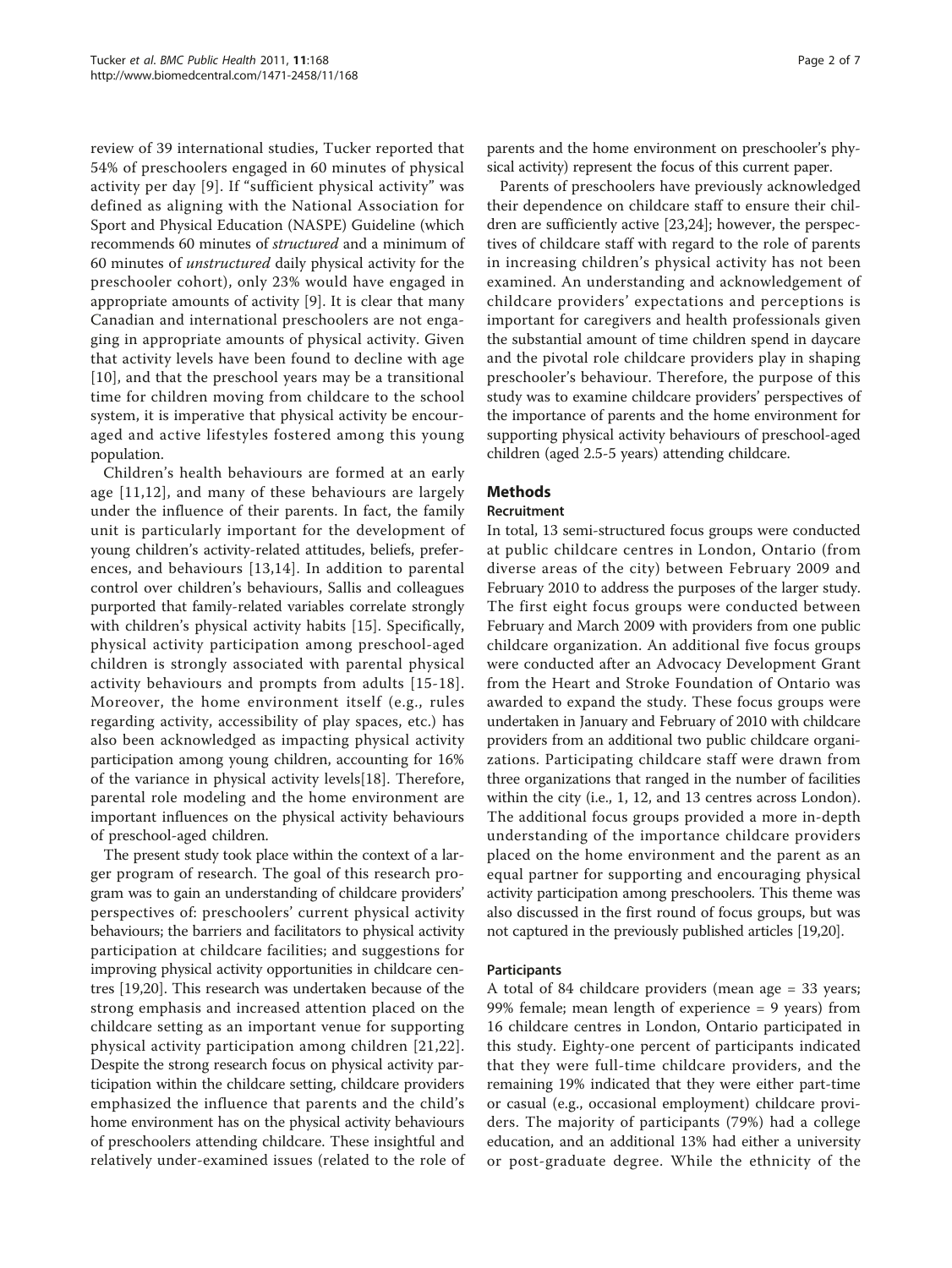review of 39 international studies, Tucker reported that 54% of preschoolers engaged in 60 minutes of physical activity per day [9]. If "sufficient physical activity" was defined as aligning with the National Association for Sport and Physical Education (NASPE) Guideline (which recommends 60 minutes of *structured* and a minimum of 60 minutes of *unstructured* daily physical activity for the preschooler cohort), only 23% would have engaged in appropriate amounts of activity [9]. It is clear that many Canadian and international preschoolers are not engaging in appropriate amounts of physical activity. Given that activity levels have been found to decline with age [10], and that the preschool years may be a transitional time for children moving from childcare to the school system, it is imperative that physical activity be encouraged and active lifestyles fostered among this young population.

Children's health behaviours are formed at an early age [11,12], and many of these behaviours are largely under the influence of their parents. In fact, the family unit is particularly important for the development of young children's activity-related attitudes, beliefs, preferences, and behaviours [13,14]. In addition to parental control over children's behaviours, Sallis and colleagues purported that family-related variables correlate strongly with children's physical activity habits [15]. Specifically, physical activity participation among preschool-aged children is strongly associated with parental physical activity behaviours and prompts from adults [15-18]. Moreover, the home environment itself (e.g., rules regarding activity, accessibility of play spaces, etc.) has also been acknowledged as impacting physical activity participation among young children, accounting for 16% of the variance in physical activity levels[18]. Therefore, parental role modeling and the home environment are important influences on the physical activity behaviours of preschool-aged children.

The present study took place within the context of a larger program of research. The goal of this research program was to gain an understanding of childcare providers' perspectives of: preschoolers' current physical activity behaviours; the barriers and facilitators to physical activity participation at childcare facilities; and suggestions for improving physical activity opportunities in childcare centres [19,20]. This research was undertaken because of the strong emphasis and increased attention placed on the childcare setting as an important venue for supporting physical activity participation among children [21,22]. Despite the strong research focus on physical activity participation within the childcare setting, childcare providers emphasized the influence that parents and the child's home environment has on the physical activity behaviours of preschoolers attending childcare. These insightful and relatively under-examined issues (related to the role of parents and the home environment on preschooler's physical activity) represent the focus of this current paper.

Parents of preschoolers have previously acknowledged their dependence on childcare staff to ensure their children are sufficiently active [23,24]; however, the perspectives of childcare staff with regard to the role of parents in increasing children's physical activity has not been examined. An understanding and acknowledgement of childcare providers' expectations and perceptions is important for caregivers and health professionals given the substantial amount of time children spend in daycare and the pivotal role childcare providers play in shaping preschooler's behaviour. Therefore, the purpose of this study was to examine childcare providers' perspectives of the importance of parents and the home environment for supporting physical activity behaviours of preschool-aged children (aged 2.5-5 years) attending childcare.

## Methods

### Recruitment

In total, 13 semi-structured focus groups were conducted at public childcare centres in London, Ontario (from diverse areas of the city) between February 2009 and February 2010 to address the purposes of the larger study. The first eight focus groups were conducted between February and March 2009 with providers from one public childcare organization. An additional five focus groups were conducted after an Advocacy Development Grant from the Heart and Stroke Foundation of Ontario was awarded to expand the study. These focus groups were undertaken in January and February of 2010 with childcare providers from an additional two public childcare organizations. Participating childcare staff were drawn from three organizations that ranged in the number of facilities within the city (i.e., 1, 12, and 13 centres across London). The additional focus groups provided a more in-depth understanding of the importance childcare providers placed on the home environment and the parent as an equal partner for supporting and encouraging physical activity participation among preschoolers. This theme was also discussed in the first round of focus groups, but was not captured in the previously published articles [19,20].

### Participants

A total of 84 childcare providers (mean age = 33 years; 99% female; mean length of experience = 9 years) from 16 childcare centres in London, Ontario participated in this study. Eighty-one percent of participants indicated that they were full-time childcare providers, and the remaining 19% indicated that they were either part-time or casual (e.g., occasional employment) childcare providers. The majority of participants (79%) had a college education, and an additional 13% had either a university or post-graduate degree. While the ethnicity of the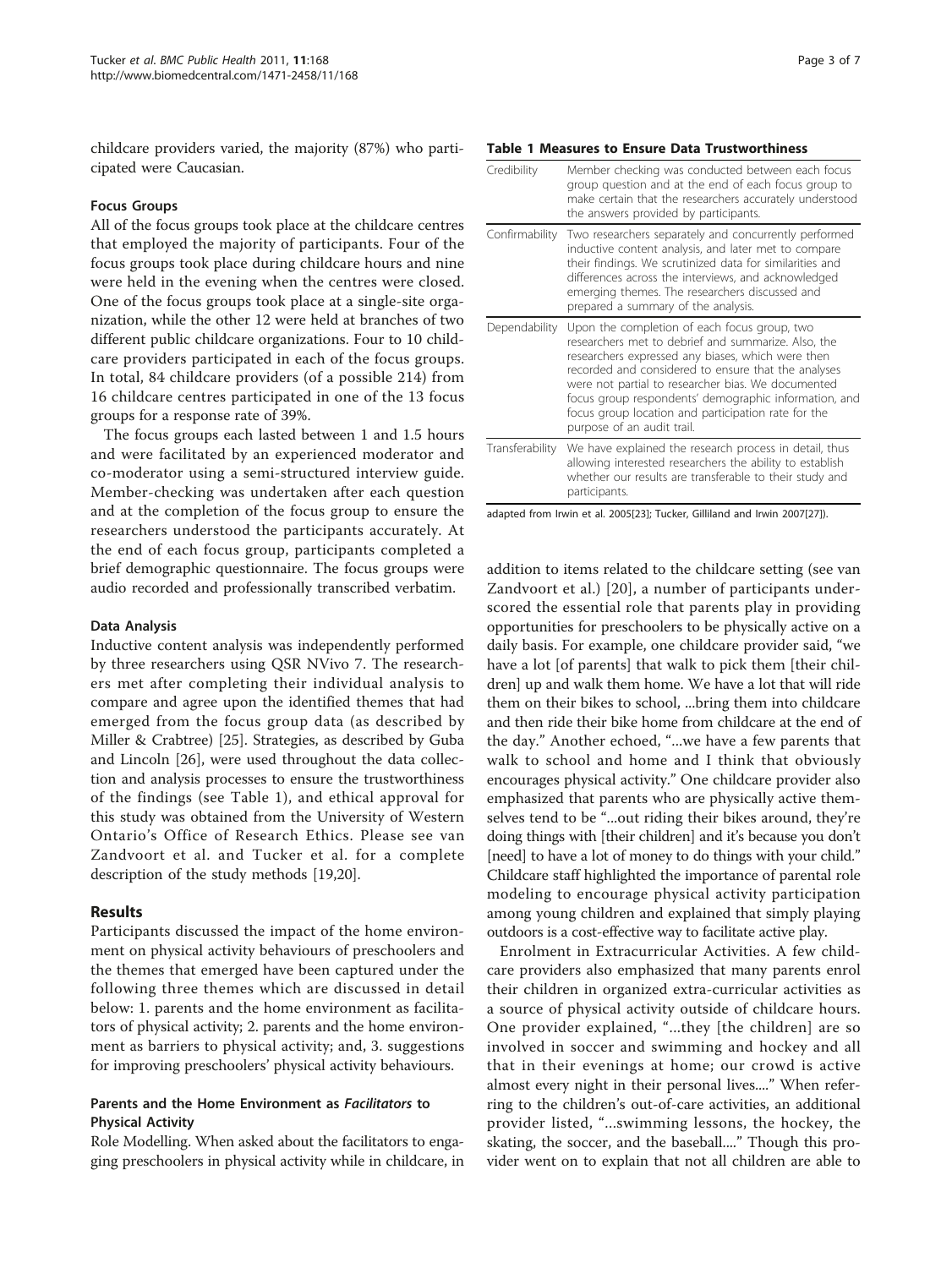childcare providers varied, the majority (87%) who participated were Caucasian.

### Focus Groups

All of the focus groups took place at the childcare centres that employed the majority of participants. Four of the focus groups took place during childcare hours and nine were held in the evening when the centres were closed. One of the focus groups took place at a single-site organization, while the other 12 were held at branches of two different public childcare organizations. Four to 10 childcare providers participated in each of the focus groups. In total, 84 childcare providers (of a possible 214) from 16 childcare centres participated in one of the 13 focus groups for a response rate of 39%.

The focus groups each lasted between 1 and 1.5 hours and were facilitated by an experienced moderator and co-moderator using a semi-structured interview guide. Member-checking was undertaken after each question and at the completion of the focus group to ensure the researchers understood the participants accurately. At the end of each focus group, participants completed a brief demographic questionnaire. The focus groups were audio recorded and professionally transcribed verbatim.

### Data Analysis

Inductive content analysis was independently performed by three researchers using QSR NVivo 7. The researchers met after completing their individual analysis to compare and agree upon the identified themes that had emerged from the focus group data (as described by Miller & Crabtree) [25]. Strategies, as described by Guba and Lincoln [26], were used throughout the data collection and analysis processes to ensure the trustworthiness of the findings (see Table 1), and ethical approval for this study was obtained from the University of Western Ontario's Office of Research Ethics. Please see van Zandvoort et al. and Tucker et al. for a complete description of the study methods [19,20].

**Table 1 Measures to Ensure Data Trustworthiness**

| | |
|---|---|
| Credibility | Member checking was conducted between each focus group question and at the end of each focus group to make certain that the researchers accurately understood the answers provided by participants. |
| Confirmability | Two researchers separately and concurrently performed inductive content analysis, and later met to compare their findings. We scrutinized data for similarities and differences across the interviews, and acknowledged emerging themes. The researchers discussed and prepared a summary of the analysis. |
| Dependability | Upon the completion of each focus group, two researchers met to debrief and summarize. Also, the researchers expressed any biases, which were then recorded and considered to ensure that the analyses were not partial to researcher bias. We documented focus group respondents' demographic information, and focus group location and participation rate for the purpose of an audit trail. |
| Transferability | We have explained the research process in detail, thus allowing interested researchers the ability to establish whether our results are transferable to their study and participants. |

adapted from Irwin et al. 2005[23]; Tucker, Gilliland and Irwin 2007[27]).

## Results

Participants discussed the impact of the home environment on physical activity behaviours of preschoolers and the themes that emerged have been captured under the following three themes which are discussed in detail below: 1. parents and the home environment as facilitators of physical activity; 2. parents and the home environment as barriers to physical activity; and, 3. suggestions for improving preschoolers' physical activity behaviours.

### Parents and the Home Environment as *Facilitators* to Physical Activity

Role Modelling. When asked about the facilitators to engaging preschoolers in physical activity while in childcare, in addition to items related to the childcare setting (see van Zandvoort et al.) [20], a number of participants underscored the essential role that parents play in providing opportunities for preschoolers to be physically active on a daily basis. For example, one childcare provider said, "we have a lot [of parents] that walk to pick them [their children] up and walk them home. We have a lot that will ride them on their bikes to school, ...bring them into childcare and then ride their bike home from childcare at the end of the day." Another echoed, "...we have a few parents that walk to school and home and I think that obviously encourages physical activity." One childcare provider also emphasized that parents who are physically active themselves tend to be "...out riding their bikes around, they're doing things with [their children] and it's because you don't [need] to have a lot of money to do things with your child." Childcare staff highlighted the importance of parental role modeling to encourage physical activity participation among young children and explained that simply playing outdoors is a cost-effective way to facilitate active play.

Enrolment in Extracurricular Activities. A few childcare providers also emphasized that many parents enrol their children in organized extra-curricular activities as a source of physical activity outside of childcare hours. One provider explained, "...they [the children] are so involved in soccer and swimming and hockey and all that in their evenings at home; our crowd is active almost every night in their personal lives...." When referring to the children's out-of-care activities, an additional provider listed, "...swimming lessons, the hockey, the skating, the soccer, and the baseball...." Though this provider went on to explain that not all children are able to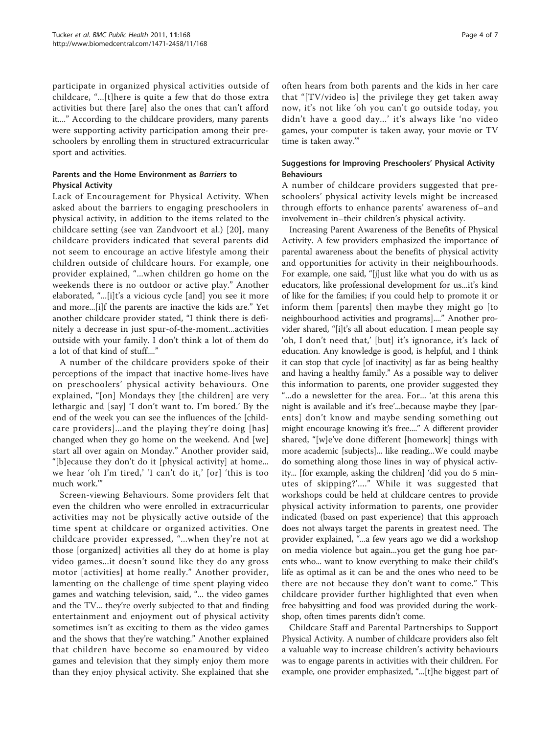participate in organized physical activities outside of childcare, "...[t]here is quite a few that do those extra activities but there [are] also the ones that can't afford it...." According to the childcare providers, many parents were supporting activity participation among their preschoolers by enrolling them in structured extracurricular sport and activities.

### Parents and the Home Environment as *Barriers* to Physical Activity

Lack of Encouragement for Physical Activity. When asked about the barriers to engaging preschoolers in physical activity, in addition to the items related to the childcare setting (see van Zandvoort et al.) [20], many childcare providers indicated that several parents did not seem to encourage an active lifestyle among their children outside of childcare hours. For example, one provider explained, "...when children go home on the weekends there is no outdoor or active play." Another elaborated, "...[i]t's a vicious cycle [and] you see it more and more...[i]f the parents are inactive the kids are." Yet another childcare provider stated, "I think there is definitely a decrease in just spur-of-the-moment...activities outside with your family. I don't think a lot of them do a lot of that kind of stuff...."

A number of the childcare providers spoke of their perceptions of the impact that inactive home-lives have on preschoolers' physical activity behaviours. One explained, "[on] Mondays they [the children] are very lethargic and [say] 'I don't want to. I'm bored.' By the end of the week you can see the influences of the [childcare providers]...and the playing they're doing [has] changed when they go home on the weekend. And [we] start all over again on Monday." Another provider said, "[b]ecause they don't do it [physical activity] at home... we hear 'oh I'm tired,' 'I can't do it,' [or] 'this is too much work.'"

Screen-viewing Behaviours. Some providers felt that even the children who were enrolled in extracurricular activities may not be physically active outside of the time spent at childcare or organized activities. One childcare provider expressed, "...when they're not at those [organized] activities all they do at home is play video games...it doesn't sound like they do any gross motor [activities] at home really." Another provider, lamenting on the challenge of time spent playing video games and watching television, said, "... the video games and the TV... they're overly subjected to that and finding entertainment and enjoyment out of physical activity sometimes isn't as exciting to them as the video games and the shows that they're watching." Another explained that children have become so enamoured by video games and television that they simply enjoy them more than they enjoy physical activity. She explained that she often hears from both parents and the kids in her care that "[TV/video is] the privilege they get taken away now, it's not like 'oh you can't go outside today, you didn't have a good day...' it's always like 'no video games, your computer is taken away, your movie or TV time is taken away.'"

### Suggestions for Improving Preschoolers' Physical Activity Behaviours

A number of childcare providers suggested that preschoolers' physical activity levels might be increased through efforts to enhance parents' awareness of–and involvement in–their children's physical activity.

Increasing Parent Awareness of the Benefits of Physical Activity. A few providers emphasized the importance of parental awareness about the benefits of physical activity and opportunities for activity in their neighbourhoods. For example, one said, "[j]ust like what you do with us as educators, like professional development for us...it's kind of like for the families; if you could help to promote it or inform them [parents] then maybe they might go [to neighbourhood activities and programs]...." Another provider shared, "[i]t's all about education. I mean people say 'oh, I don't need that,' [but] it's ignorance, it's lack of education. Any knowledge is good, is helpful, and I think it can stop that cycle [of inactivity] as far as being healthy and having a healthy family." As a possible way to deliver this information to parents, one provider suggested they "...do a newsletter for the area. For... 'at this arena this night is available and it's free'...because maybe they [parents] don't know and maybe sending something out might encourage knowing it's free...." A different provider shared, "[w]e've done different [homework] things with more academic [subjects]... like reading...We could maybe do something along those lines in way of physical activity... [for example, asking the children] 'did you do 5 minutes of skipping?'...." While it was suggested that workshops could be held at childcare centres to provide physical activity information to parents, one provider indicated (based on past experience) that this approach does not always target the parents in greatest need. The provider explained, "...a few years ago we did a workshop on media violence but again...you get the gung hoe parents who... want to know everything to make their child's life as optimal as it can be and the ones who need to be there are not because they don't want to come." This childcare provider further highlighted that even when free babysitting and food was provided during the workshop, often times parents didn't come.

Childcare Staff and Parental Partnerships to Support Physical Activity. A number of childcare providers also felt a valuable way to increase children's activity behaviours was to engage parents in activities with their children. For example, one provider emphasized, "...[t]he biggest part of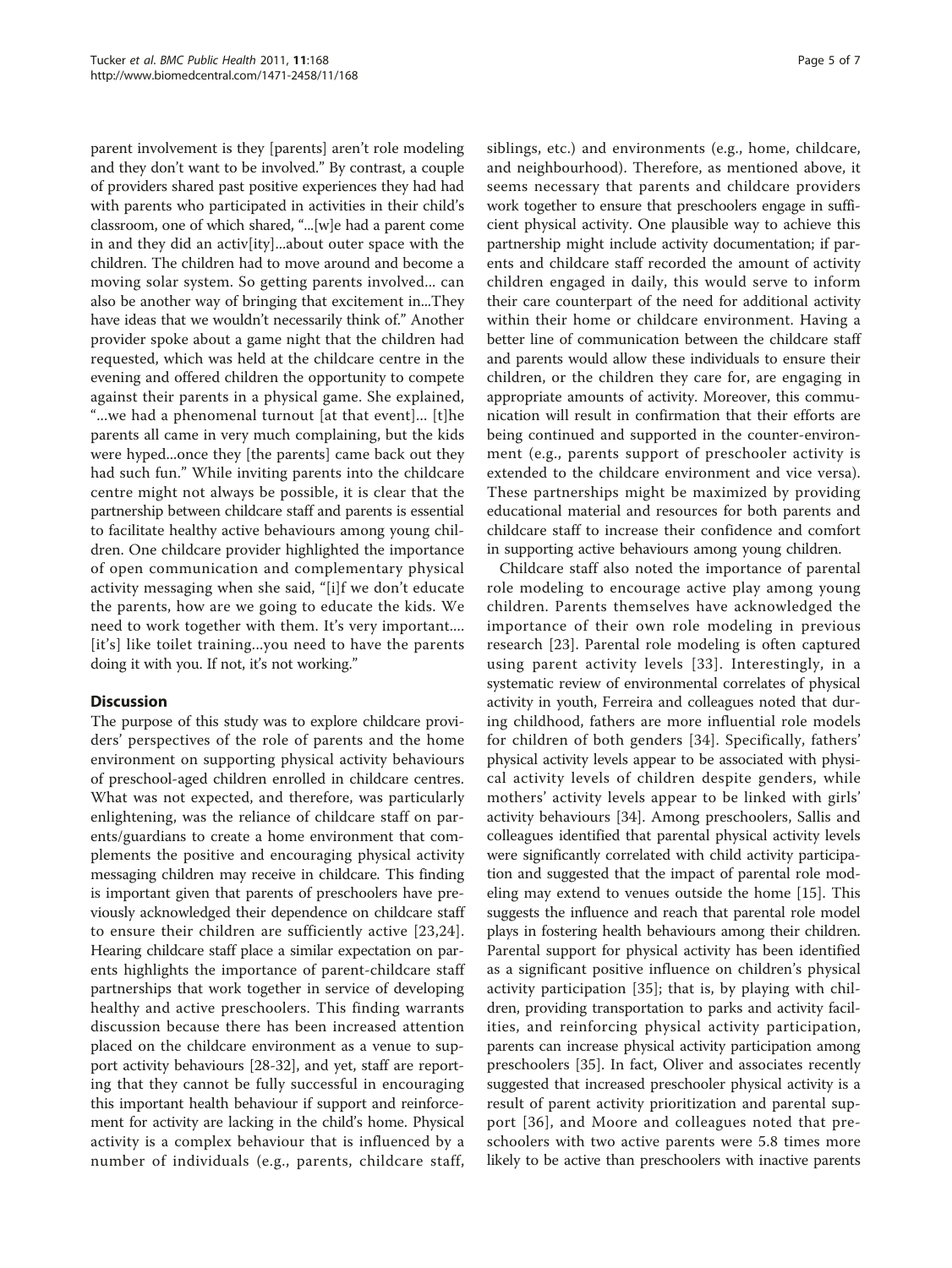parent involvement is they [parents] aren't role modeling and they don't want to be involved." By contrast, a couple of providers shared past positive experiences they had had with parents who participated in activities in their child's classroom, one of which shared, "...[w]e had a parent come in and they did an activ[ity]...about outer space with the children. The children had to move around and become a moving solar system. So getting parents involved... can also be another way of bringing that excitement in...They have ideas that we wouldn't necessarily think of." Another provider spoke about a game night that the children had requested, which was held at the childcare centre in the evening and offered children the opportunity to compete against their parents in a physical game. She explained, "...we had a phenomenal turnout [at that event]... [t]he parents all came in very much complaining, but the kids were hyped...once they [the parents] came back out they had such fun." While inviting parents into the childcare centre might not always be possible, it is clear that the partnership between childcare staff and parents is essential to facilitate healthy active behaviours among young children. One childcare provider highlighted the importance of open communication and complementary physical activity messaging when she said, "[i]f we don't educate the parents, how are we going to educate the kids. We need to work together with them. It's very important.... [it's] like toilet training...you need to have the parents doing it with you. If not, it's not working."

## Discussion

The purpose of this study was to explore childcare providers' perspectives of the role of parents and the home environment on supporting physical activity behaviours of preschool-aged children enrolled in childcare centres. What was not expected, and therefore, was particularly enlightening, was the reliance of childcare staff on parents/guardians to create a home environment that complements the positive and encouraging physical activity messaging children may receive in childcare. This finding is important given that parents of preschoolers have previously acknowledged their dependence on childcare staff to ensure their children are sufficiently active [23,24]. Hearing childcare staff place a similar expectation on parents highlights the importance of parent-childcare staff partnerships that work together in service of developing healthy and active preschoolers. This finding warrants discussion because there has been increased attention placed on the childcare environment as a venue to support activity behaviours [28-32], and yet, staff are reporting that they cannot be fully successful in encouraging this important health behaviour if support and reinforcement for activity are lacking in the child's home. Physical activity is a complex behaviour that is influenced by a number of individuals (e.g., parents, childcare staff, siblings, etc.) and environments (e.g., home, childcare, and neighbourhood). Therefore, as mentioned above, it seems necessary that parents and childcare providers work together to ensure that preschoolers engage in sufficient physical activity. One plausible way to achieve this partnership might include activity documentation; if parents and childcare staff recorded the amount of activity children engaged in daily, this would serve to inform their care counterpart of the need for additional activity within their home or childcare environment. Having a better line of communication between the childcare staff and parents would allow these individuals to ensure their children, or the children they care for, are engaging in appropriate amounts of activity. Moreover, this communication will result in confirmation that their efforts are being continued and supported in the counter-environment (e.g., parents support of preschooler activity is extended to the childcare environment and vice versa). These partnerships might be maximized by providing educational material and resources for both parents and childcare staff to increase their confidence and comfort in supporting active behaviours among young children.

Childcare staff also noted the importance of parental role modeling to encourage active play among young children. Parents themselves have acknowledged the importance of their own role modeling in previous research [23]. Parental role modeling is often captured using parent activity levels [33]. Interestingly, in a systematic review of environmental correlates of physical activity in youth, Ferreira and colleagues noted that during childhood, fathers are more influential role models for children of both genders [34]. Specifically, fathers' physical activity levels appear to be associated with physical activity levels of children despite genders, while mothers' activity levels appear to be linked with girls' activity behaviours [34]. Among preschoolers, Sallis and colleagues identified that parental physical activity levels were significantly correlated with child activity participation and suggested that the impact of parental role modeling may extend to venues outside the home [15]. This suggests the influence and reach that parental role model plays in fostering health behaviours among their children. Parental support for physical activity has been identified as a significant positive influence on children's physical activity participation [35]; that is, by playing with children, providing transportation to parks and activity facilities, and reinforcing physical activity participation, parents can increase physical activity participation among preschoolers [35]. In fact, Oliver and associates recently suggested that increased preschooler physical activity is a result of parent activity prioritization and parental support [36], and Moore and colleagues noted that preschoolers with two active parents were 5.8 times more likely to be active than preschoolers with inactive parents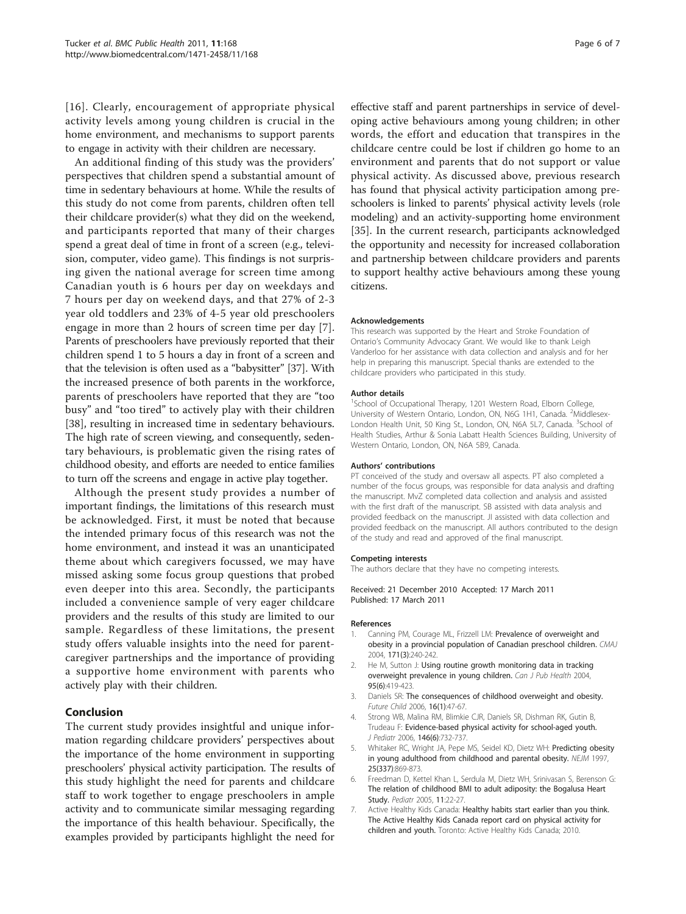[16]. Clearly, encouragement of appropriate physical activity levels among young children is crucial in the home environment, and mechanisms to support parents to engage in activity with their children are necessary.

An additional finding of this study was the providers' perspectives that children spend a substantial amount of time in sedentary behaviours at home. While the results of this study do not come from parents, children often tell their childcare provider(s) what they did on the weekend, and participants reported that many of their charges spend a great deal of time in front of a screen (e.g., television, computer, video game). This findings is not surprising given the national average for screen time among Canadian youth is 6 hours per day on weekdays and 7 hours per day on weekend days, and that 27% of 2-3 year old toddlers and 23% of 4-5 year old preschoolers engage in more than 2 hours of screen time per day [7]. Parents of preschoolers have previously reported that their children spend 1 to 5 hours a day in front of a screen and that the television is often used as a "babysitter" [37]. With the increased presence of both parents in the workforce, parents of preschoolers have reported that they are "too busy" and "too tired" to actively play with their children [38], resulting in increased time in sedentary behaviours. The high rate of screen viewing, and consequently, sedentary behaviours, is problematic given the rising rates of childhood obesity, and efforts are needed to entice families to turn off the screens and engage in active play together.

Although the present study provides a number of important findings, the limitations of this research must be acknowledged. First, it must be noted that because the intended primary focus of this research was not the home environment, and instead it was an unanticipated theme about which caregivers focussed, we may have missed asking some focus group questions that probed even deeper into this area. Secondly, the participants included a convenience sample of very eager childcare providers and the results of this study are limited to our sample. Regardless of these limitations, the present study offers valuable insights into the need for parent-caregiver partnerships and the importance of providing a supportive home environment with parents who actively play with their children.

## Conclusion

The current study provides insightful and unique information regarding childcare providers' perspectives about the importance of the home environment in supporting preschoolers' physical activity participation. The results of this study highlight the need for parents and childcare staff to work together to engage preschoolers in ample activity and to communicate similar messaging regarding the importance of this health behaviour. Specifically, the examples provided by participants highlight the need for effective staff and parent partnerships in service of developing active behaviours among young children; in other words, the effort and education that transpires in the childcare centre could be lost if children go home to an environment and parents that do not support or value physical activity. As discussed above, previous research has found that physical activity participation among preschoolers is linked to parents' physical activity levels (role modeling) and an activity-supporting home environment [35]. In the current research, participants acknowledged the opportunity and necessity for increased collaboration and partnership between childcare providers and parents to support healthy active behaviours among these young citizens.

#### Acknowledgements

This research was supported by the Heart and Stroke Foundation of Ontario's Community Advocacy Grant. We would like to thank Leigh Vanderloo for her assistance with data collection and analysis and for her help in preparing this manuscript. Special thanks are extended to the childcare providers who participated in this study.

#### Author details

[1]School of Occupational Therapy, 1201 Western Road, Elborn College, University of Western Ontario, London, ON, N6G 1H1, Canada. [2]Middlesex-London Health Unit, 50 King St., London, ON, N6A 5L7, Canada. [3]School of Health Studies, Arthur & Sonia Labatt Health Sciences Building, University of Western Ontario, London, ON, N6A 5B9, Canada.

#### Authors' contributions

PT conceived of the study and oversaw all aspects. PT also completed a number of the focus groups, was responsible for data analysis and drafting the manuscript. MvZ completed data collection and analysis and assisted with the first draft of the manuscript. SB assisted with data analysis and provided feedback on the manuscript. JI assisted with data collection and provided feedback on the manuscript. All authors contributed to the design of the study and read and approved of the final manuscript.

#### Competing interests

The authors declare that they have no competing interests.

Received: 21 December 2010 Accepted: 17 March 2011
Published: 17 March 2011

#### References

1. Canning PM, Courage ML, Frizzell LM: Prevalence of overweight and obesity in a provincial population of Canadian preschool children. *CMAJ* 2004, 171(3):240-242.
2. He M, Sutton J: Using routine growth monitoring data in tracking overweight prevalence in young children. *Can J Pub Health* 2004, 95(6):419-423.
3. Daniels SR: The consequences of childhood overweight and obesity. *Future Child* 2006, 16(1):47-67.
4. Strong WB, Malina RM, Blimkie CJR, Daniels SR, Dishman RK, Gutin B, Trudeau F: Evidence-based physical activity for school-aged youth. *J Pediatr* 2006, 146(6):732-737.
5. Whitaker RC, Wright JA, Pepe MS, Seidel KD, Dietz WH: Predicting obesity in young adulthood from childhood and parental obesity. *NEJM* 1997, 25(337):869-873.
6. Freedman D, Kettel Khan L, Serdula M, Dietz WH, Srinivasan S, Berenson G: The relation of childhood BMI to adult adiposity: the Bogalusa Heart Study. *Pediatr* 2005, 11:22-27.
7. Active Healthy Kids Canada: Healthy habits start earlier than you think. The Active Healthy Kids Canada report card on physical activity for children and youth. Toronto: Active Healthy Kids Canada; 2010.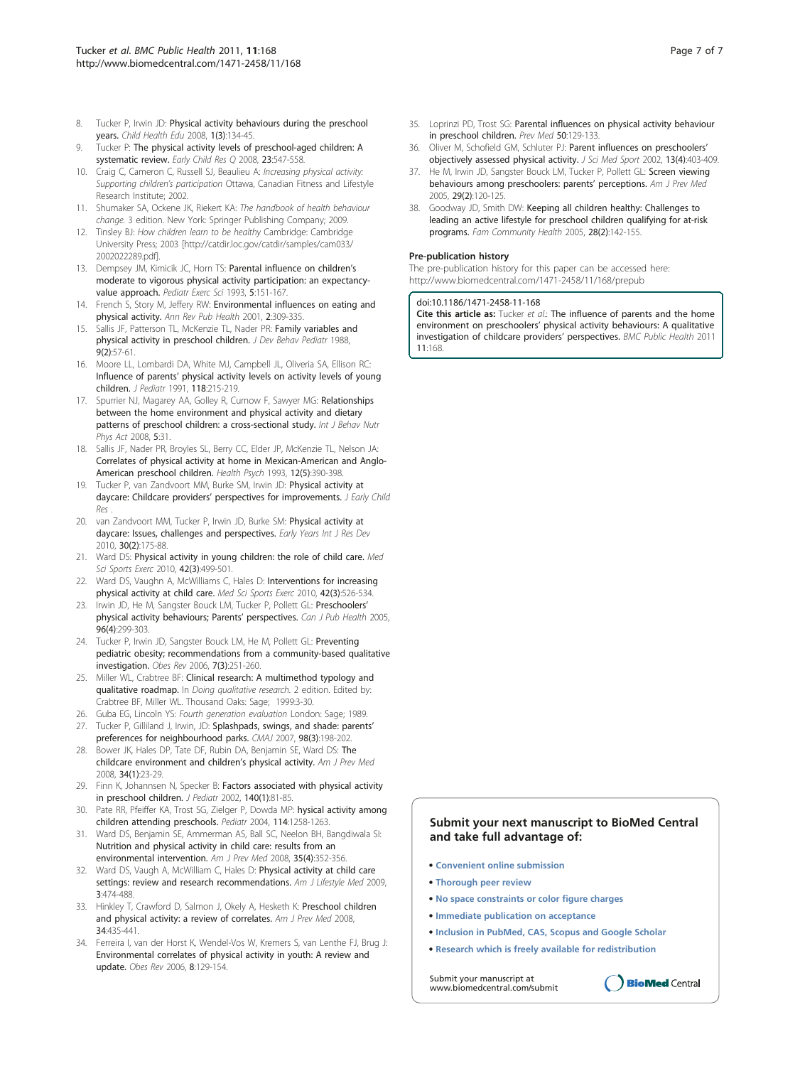8. Tucker P, Irwin JD: **Physical activity behaviours during the preschool years.** *Child Health Edu* 2008, **1(3)**:134-45.
9. Tucker P: **The physical activity levels of preschool-aged children: A systematic review.** *Early Child Res Q* 2008, **23**:547-558.
10. Craig C, Cameron C, Russell SJ, Beaulieu A: *Increasing physical activity: Supporting children's participation* Ottawa, Canadian Fitness and Lifestyle Research Institute; 2002.
11. Shumaker SA, Ockene JK, Riekert KA: *The handbook of health behaviour change.* 3 edition. New York: Springer Publishing Company; 2009.
12. Tinsley BJ: *How children learn to be healthy* Cambridge: Cambridge University Press; 2003 [http://catdir.loc.gov/catdir/samples/cam033/2002022289.pdf].
13. Dempsey JM, Kimicik JC, Horn TS: **Parental influence on children's moderate to vigorous physical activity participation: an expectancy-value approach.** *Pediatr Exerc Sci* 1993, **5**:151-167.
14. French S, Story M, Jeffery RW: **Environmental influences on eating and physical activity.** *Ann Rev Pub Health* 2001, **2**:309-335.
15. Sallis JF, Patterson TL, McKenzie TL, Nader PR: **Family variables and physical activity in preschool children.** *J Dev Behav Pediatr* 1988, **9(2)**:57-61.
16. Moore LL, Lombardi DA, White MJ, Campbell JL, Oliveria SA, Ellison RC: **Influence of parents' physical activity levels on activity levels of young children.** *J Pediatr* 1991, **118**:215-219.
17. Spurrier NJ, Magarey AA, Golley R, Curnow F, Sawyer MG: **Relationships between the home environment and physical activity and dietary patterns of preschool children: a cross-sectional study.** *Int J Behav Nutr Phys Act* 2008, **5**:31.
18. Sallis JF, Nader PR, Broyles SL, Berry CC, Elder JP, McKenzie TL, Nelson JA: **Correlates of physical activity at home in Mexican-American and Anglo-American preschool children.** *Health Psych* 1993, **12(5)**:390-398.
19. Tucker P, van Zandvoort MM, Burke SM, Irwin JD: **Physical activity at daycare: Childcare providers' perspectives for improvements.** *J Early Child Res* .
20. van Zandvoort MM, Tucker P, Irwin JD, Burke SM: **Physical activity at daycare: Issues, challenges and perspectives.** *Early Years Int J Res Dev* 2010, **30(2)**:175-88.
21. Ward DS: **Physical activity in young children: the role of child care.** *Med Sci Sports Exerc* 2010, **42(3)**:499-501.
22. Ward DS, Vaughn A, McWilliams C, Hales D: **Interventions for increasing physical activity at child care.** *Med Sci Sports Exerc* 2010, **42(3)**:526-534.
23. Irwin JD, He M, Sangster Bouck LM, Tucker P, Pollett GL: **Preschoolers' physical activity behaviours; Parents' perspectives.** *Can J Pub Health* 2005, **96(4)**:299-303.
24. Tucker P, Irwin JD, Sangster Bouck LM, He M, Pollett GL: **Preventing pediatric obesity; recommendations from a community-based qualitative investigation.** *Obes Rev* 2006, **7(3)**:251-260.
25. Miller WL, Crabtree BF: **Clinical research: A multimethod typology and qualitative roadmap.** In *Doing qualitative research.* 2 edition. Edited by: Crabtree BF, Miller WL. Thousand Oaks: Sage; 1999:3-30.
26. Guba EG, Lincoln YS: *Fourth generation evaluation* London: Sage; 1989.
27. Tucker P, Gilliland J, Irwin, JD: **Splashpads, swings, and shade: parents' preferences for neighbourhood parks.** *CMAJ* 2007, **98(3)**:198-202.
28. Bower JK, Hales DP, Tate DF, Rubin DA, Benjamin SE, Ward DS: **The childcare environment and children's physical activity.** *Am J Prev Med* 2008, **34(1)**:23-29.
29. Finn K, Johannsen N, Specker B: **Factors associated with physical activity in preschool children.** *J Pediatr* 2002, **140(1)**:81-85.
30. Pate RR, Pfeiffer KA, Trost SG, Zielger P, Dowda MP: **hysical activity among children attending preschools.** *Pediatr* 2004, **114**:1258-1263.
31. Ward DS, Benjamin SE, Ammerman AS, Ball SC, Neelon BH, Bangdiwala SI: **Nutrition and physical activity in child care: results from an environmental intervention.** *Am J Prev Med* 2008, **35(4)**:352-356.
32. Ward DS, Vaugh A, McWilliam C, Hales D: **Physical activity at child care settings: review and research recommendations.** *Am J Lifestyle Med* 2009, **3**:474-488.
33. Hinkley T, Crawford D, Salmon J, Okely A, Hesketh K: **Preschool children and physical activity: a review of correlates.** *Am J Prev Med* 2008, **34**:435-441.
34. Ferreira I, van der Horst K, Wendel-Vos W, Kremers S, van Lenthe FJ, Brug J: **Environmental correlates of physical activity in youth: A review and update.** *Obes Rev* 2006, **8**:129-154.
35. Loprinzi PD, Trost SG: **Parental influences on physical activity behaviour in preschool children.** *Prev Med* **50**:129-133.
36. Oliver M, Schofield GM, Schluter PJ: **Parent influences on preschoolers' objectively assessed physical activity.** *J Sci Med Sport* 2002, **13(4)**:403-409.
37. He M, Irwin JD, Sangster Bouck LM, Tucker P, Pollett GL: **Screen viewing behaviours among preschoolers: parents' perceptions.** *Am J Prev Med* 2005, **29(2)**:120-125.
38. Goodway JD, Smith DW: **Keeping all children healthy: Challenges to leading an active lifestyle for preschool children qualifying for at-risk programs.** *Fam Community Health* 2005, **28(2)**:142-155.

### Pre-publication history

The pre-publication history for this paper can be accessed here:
http://www.biomedcentral.com/1471-2458/11/168/prepub

doi:10.1186/1471-2458-11-168

**Cite this article as:** Tucker *et al.*: The influence of parents and the home environment on preschoolers' physical activity behaviours: A qualitative investigation of childcare providers' perspectives. *BMC Public Health* 2011 11:168.

**Submit your next manuscript to BioMed Central and take full advantage of:**

- **Convenient online submission**
- **Thorough peer review**
- **No space constraints or color figure charges**
- **Immediate publication on acceptance**
- **Inclusion in PubMed, CAS, Scopus and Google Scholar**
- **Research which is freely available for redistribution**

Submit your manuscript at
www.biomedcentral.com/submit

BioMed Central